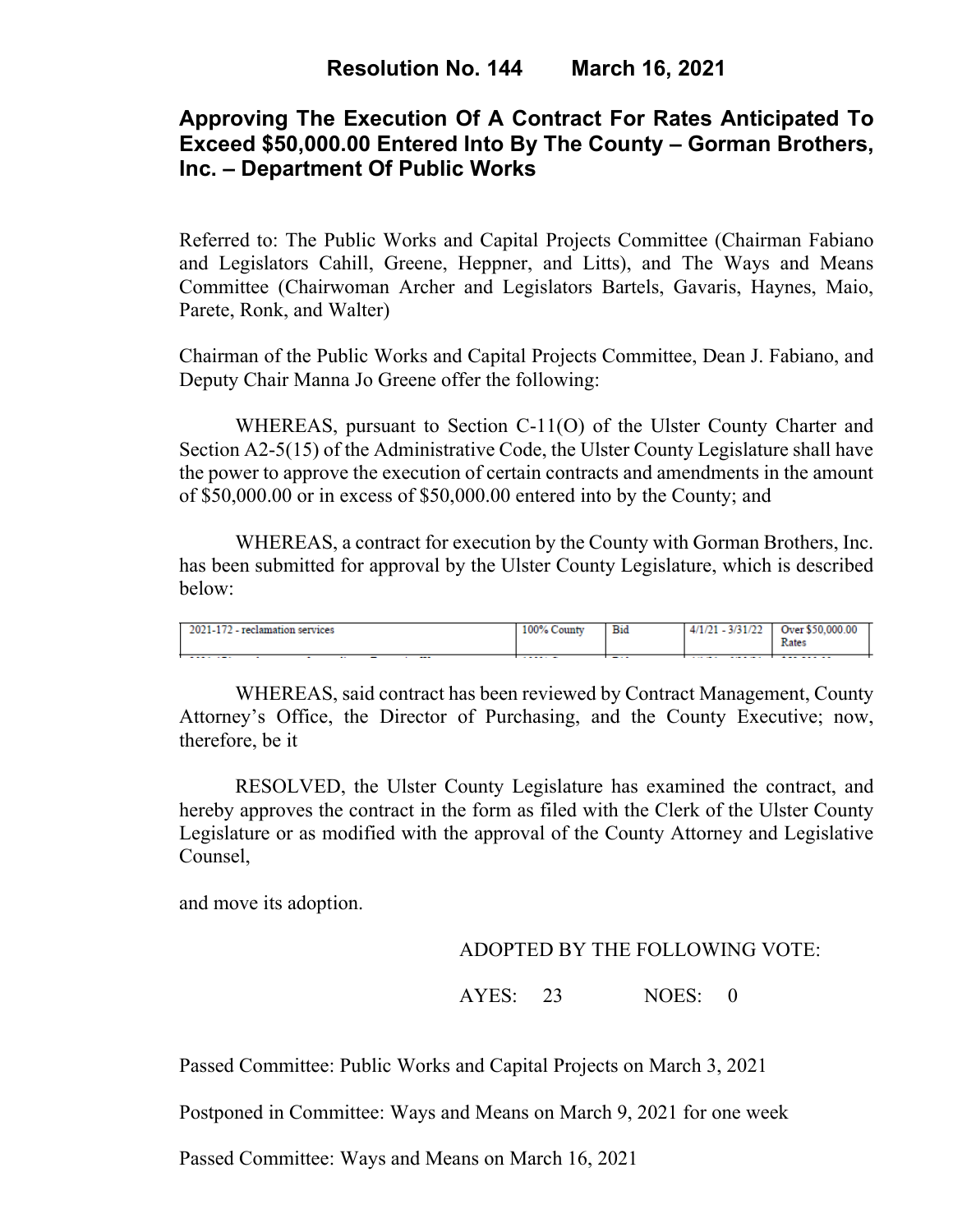# Resolution No. 144 March 16, 2021

## Approving The Execution Of A Contract For Rates Anticipated To Exceed $50,000.00 Entered Into By The County – Gorman Brothers, Inc. – Department Of Public Works

Referred to: The Public Works and Capital Projects Committee (Chairman Fabiano and Legislators Cahill, Greene, Heppner, and Litts), and The Ways and Means Committee (Chairwoman Archer and Legislators Bartels, Gavaris, Haynes, Maio, Parete, Ronk, and Walter)

Chairman of the Public Works and Capital Projects Committee, Dean J. Fabiano, and Deputy Chair Manna Jo Greene offer the following:

WHEREAS, pursuant to Section C-11(O) of the Ulster County Charter and Section A2-5(15) of the Administrative Code, the Ulster County Legislature shall have the power to approve the execution of certain contracts and amendments in the amount of $50,000.00 or in excess of $50,000.00 entered into by the County; and

WHEREAS, a contract for execution by the County with Gorman Brothers, Inc. has been submitted for approval by the Ulster County Legislature, which is described below:

| | | | | |
|---|---|---|---|---|
| 2021-172 - reclamation services | 100% County | Bid | 4/1/21 - 3/31/22 | Over $50,000.00 Rates |

WHEREAS, said contract has been reviewed by Contract Management, County Attorney's Office, the Director of Purchasing, and the County Executive; now, therefore, be it

RESOLVED, the Ulster County Legislature has examined the contract, and hereby approves the contract in the form as filed with the Clerk of the Ulster County Legislature or as modified with the approval of the County Attorney and Legislative Counsel,

and move its adoption.

ADOPTED BY THE FOLLOWING VOTE:

AYES: 23 NOES: 0

Passed Committee: Public Works and Capital Projects on March 3, 2021

Postponed in Committee: Ways and Means on March 9, 2021 for one week

Passed Committee: Ways and Means on March 16, 2021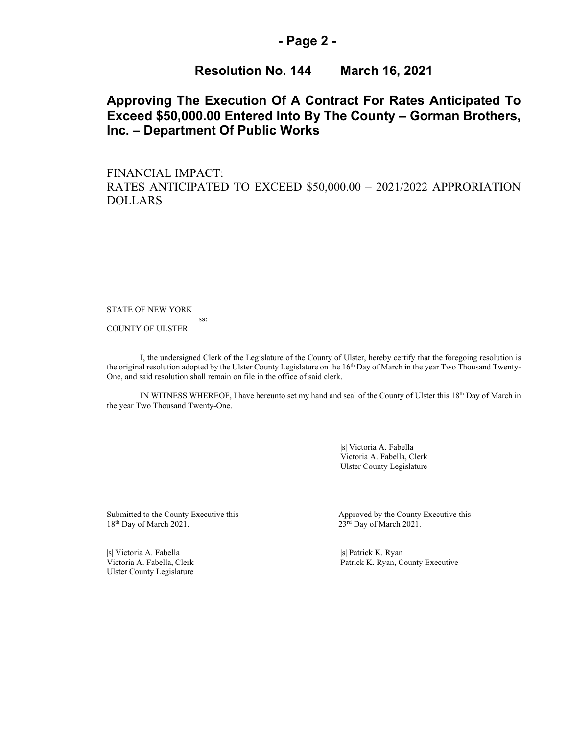## Resolution No. 144 March 16, 2021

# Approving The Execution Of A Contract For Rates Anticipated To Exceed $50,000.00 Entered Into By The County – Gorman Brothers, Inc. – Department Of Public Works

FINANCIAL IMPACT:
RATES ANTICIPATED TO EXCEED $50,000.00 – 2021/2022 APPRORIATION DOLLARS

STATE OF NEW YORK
ss:
COUNTY OF ULSTER

I, the undersigned Clerk of the Legislature of the County of Ulster, hereby certify that the foregoing resolution is the original resolution adopted by the Ulster County Legislature on the 16th Day of March in the year Two Thousand Twenty-One, and said resolution shall remain on file in the office of said clerk.

IN WITNESS WHEREOF, I have hereunto set my hand and seal of the County of Ulster this 18th Day of March in the year Two Thousand Twenty-One.

|s| Victoria A. Fabella
Victoria A. Fabella, Clerk
Ulster County Legislature

Submitted to the County Executive this 18th Day of March 2021.

|s| Victoria A. Fabella
Victoria A. Fabella, Clerk
Ulster County Legislature

Approved by the County Executive this 23rd Day of March 2021.

|s| Patrick K. Ryan
Patrick K. Ryan, County Executive